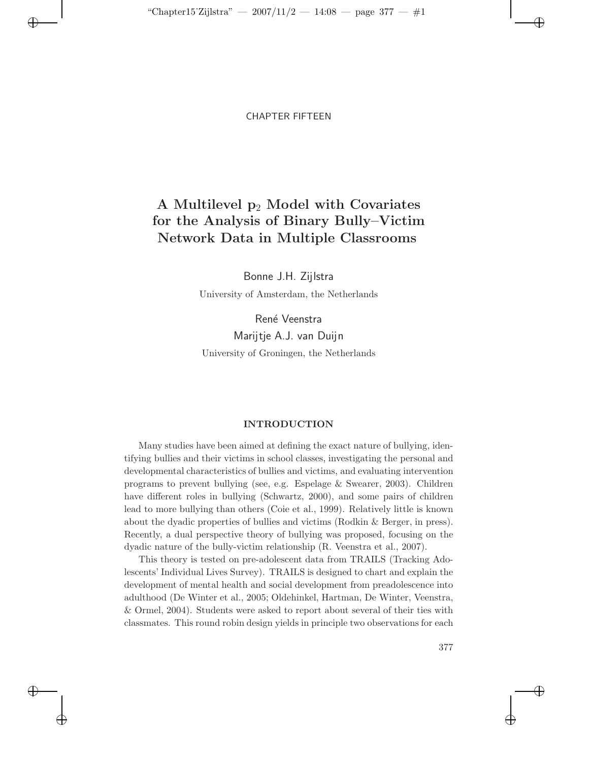CHAPTER FIFTEEN

# A Multilevel $p_2$ Model with Covariates for the Analysis of Binary Bully–Victim Network Data in Multiple Classrooms

Bonne J.H. Zijlstra

University of Amsterdam, the Netherlands

René Veenstra

Marijtje A.J. van Duijn

University of Groningen, the Netherlands

## INTRODUCTION

Many studies have been aimed at defining the exact nature of bullying, identifying bullies and their victims in school classes, investigating the personal and developmental characteristics of bullies and victims, and evaluating intervention programs to prevent bullying (see, e.g. Espelage & Swearer, 2003). Children have different roles in bullying (Schwartz, 2000), and some pairs of children lead to more bullying than others (Coie et al., 1999). Relatively little is known about the dyadic properties of bullies and victims (Rodkin & Berger, in press). Recently, a dual perspective theory of bullying was proposed, focusing on the dyadic nature of the bully-victim relationship (R. Veenstra et al., 2007).

This theory is tested on pre-adolescent data from TRAILS (Tracking Adolescents' Individual Lives Survey). TRAILS is designed to chart and explain the development of mental health and social development from preadolescence into adulthood (De Winter et al., 2005; Oldehinkel, Hartman, De Winter, Veenstra, & Ormel, 2004). Students were asked to report about several of their ties with classmates. This round robin design yields in principle two observations for each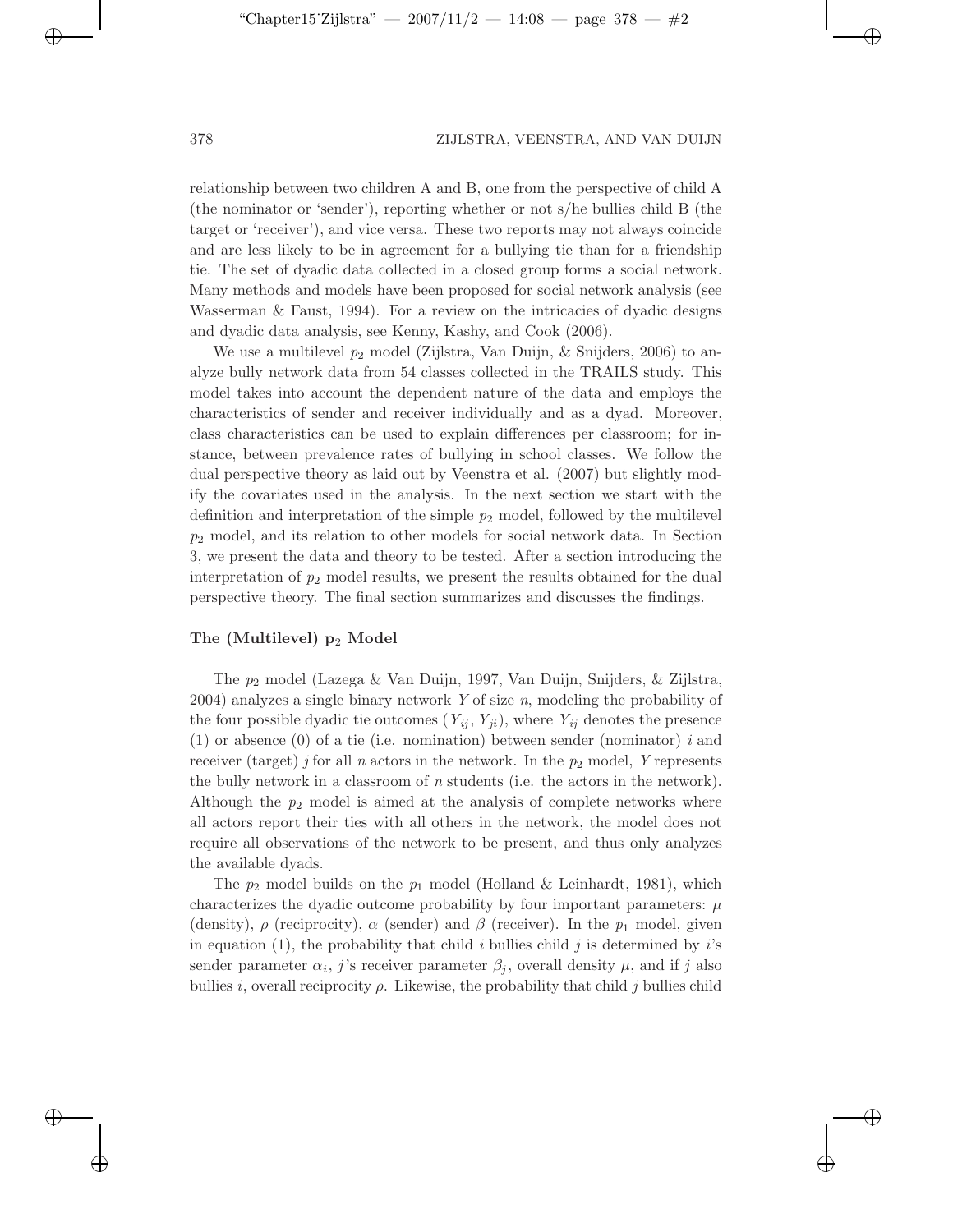relationship between two children A and B, one from the perspective of child A (the nominator or 'sender'), reporting whether or not s/he bullies child B (the target or 'receiver'), and vice versa. These two reports may not always coincide and are less likely to be in agreement for a bullying tie than for a friendship tie. The set of dyadic data collected in a closed group forms a social network. Many methods and models have been proposed for social network analysis (see Wasserman & Faust, 1994). For a review on the intricacies of dyadic designs and dyadic data analysis, see Kenny, Kashy, and Cook (2006).

We use a multilevel $p_2$ model (Zijlstra, Van Duijn, & Snijders, 2006) to analyze bully network data from 54 classes collected in the TRAILS study. This model takes into account the dependent nature of the data and employs the characteristics of sender and receiver individually and as a dyad. Moreover, class characteristics can be used to explain differences per classroom; for instance, between prevalence rates of bullying in school classes. We follow the dual perspective theory as laid out by Veenstra et al. (2007) but slightly modify the covariates used in the analysis. In the next section we start with the definition and interpretation of the simple $p_2$ model, followed by the multilevel $p_2$ model, and its relation to other models for social network data. In Section 3, we present the data and theory to be tested. After a section introducing the interpretation of $p_2$ model results, we present the results obtained for the dual perspective theory. The final section summarizes and discusses the findings.

## The (Multilevel) $p_2$ Model

The $p_2$ model (Lazega & Van Duijn, 1997, Van Duijn, Snijders, & Zijlstra, 2004) analyzes a single binary network $Y$ of size $n$, modeling the probability of the four possible dyadic tie outcomes ($Y_{ij}$, $Y_{ji}$), where $Y_{ij}$ denotes the presence (1) or absence (0) of a tie (i.e. nomination) between sender (nominator) $i$ and receiver (target) $j$ for all $n$ actors in the network. In the $p_2$ model, $Y$ represents the bully network in a classroom of $n$ students (i.e. the actors in the network). Although the $p_2$ model is aimed at the analysis of complete networks where all actors report their ties with all others in the network, the model does not require all observations of the network to be present, and thus only analyzes the available dyads.

The $p_2$ model builds on the $p_1$ model (Holland & Leinhardt, 1981), which characterizes the dyadic outcome probability by four important parameters: $\mu$ (density), $\rho$ (reciprocity), $\alpha$ (sender) and $\beta$ (receiver). In the $p_1$ model, given in equation (1), the probability that child $i$ bullies child $j$ is determined by $i$'s sender parameter $\alpha_i$, $j$'s receiver parameter $\beta_j$, overall density $\mu$, and if $j$ also bullies $i$, overall reciprocity $\rho$. Likewise, the probability that child $j$ bullies child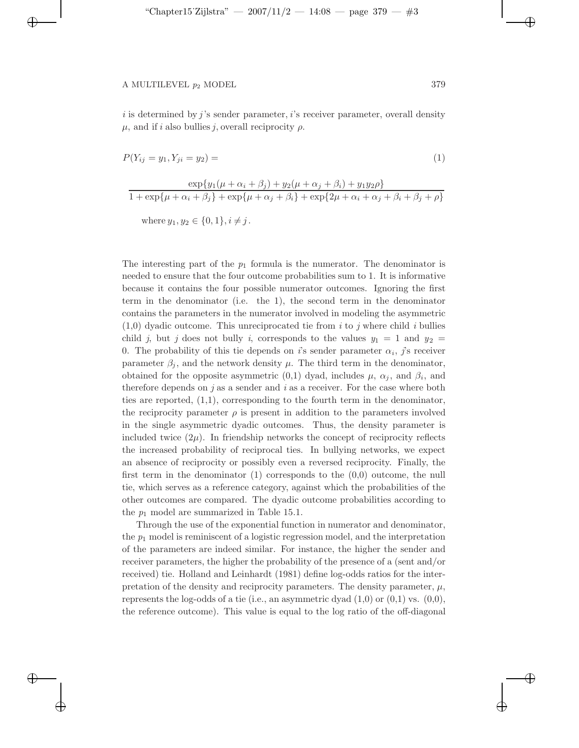$i$ is determined by $j$'s sender parameter, $i$'s receiver parameter, overall density $\mu$, and if $i$ also bullies $j$, overall reciprocity $\rho$.

$$P(Y_{ij} = y_1, Y_{ji} = y_2) = \tag{1}$$

$$\frac{\exp\{y_1(\mu + \alpha_i + \beta_j) + y_2(\mu + \alpha_j + \beta_i) + y_1 y_2 \rho\}}{1 + \exp\{\mu + \alpha_i + \beta_j\} + \exp\{\mu + \alpha_j + \beta_i\} + \exp\{2\mu + \alpha_i + \alpha_j + \beta_i + \beta_j + \rho\}}$$

where $y_1, y_2 \in \{0, 1\}, i \neq j$.

The interesting part of the $p_1$ formula is the numerator. The denominator is needed to ensure that the four outcome probabilities sum to 1. It is informative because it contains the four possible numerator outcomes. Ignoring the first term in the denominator (i.e. the 1), the second term in the denominator contains the parameters in the numerator involved in modeling the asymmetric (1,0) dyadic outcome. This unreciprocated tie from $i$ to $j$ where child $i$ bullies child $j$, but $j$ does not bully $i$, corresponds to the values $y_1 = 1$ and $y_2 = 0$. The probability of this tie depends on $i$'s sender parameter $\alpha_i$, $j$'s receiver parameter $\beta_j$, and the network density $\mu$. The third term in the denominator, obtained for the opposite asymmetric (0,1) dyad, includes $\mu$, $\alpha_j$, and $\beta_i$, and therefore depends on $j$ as a sender and $i$ as a receiver. For the case where both ties are reported, (1,1), corresponding to the fourth term in the denominator, the reciprocity parameter $\rho$ is present in addition to the parameters involved in the single asymmetric dyadic outcomes. Thus, the density parameter is included twice ($2\mu$). In friendship networks the concept of reciprocity reflects the increased probability of reciprocal ties. In bullying networks, we expect an absence of reciprocity or possibly even a reversed reciprocity. Finally, the first term in the denominator (1) corresponds to the (0,0) outcome, the null tie, which serves as a reference category, against which the probabilities of the other outcomes are compared. The dyadic outcome probabilities according to the $p_1$ model are summarized in Table 15.1.

Through the use of the exponential function in numerator and denominator, the $p_1$ model is reminiscent of a logistic regression model, and the interpretation of the parameters are indeed similar. For instance, the higher the sender and receiver parameters, the higher the probability of the presence of a (sent and/or received) tie. Holland and Leinhardt (1981) define log-odds ratios for the interpretation of the density and reciprocity parameters. The density parameter, $\mu$, represents the log-odds of a tie (i.e., an asymmetric dyad (1,0) or (0,1) vs. (0,0), the reference outcome). This value is equal to the log ratio of the off-diagonal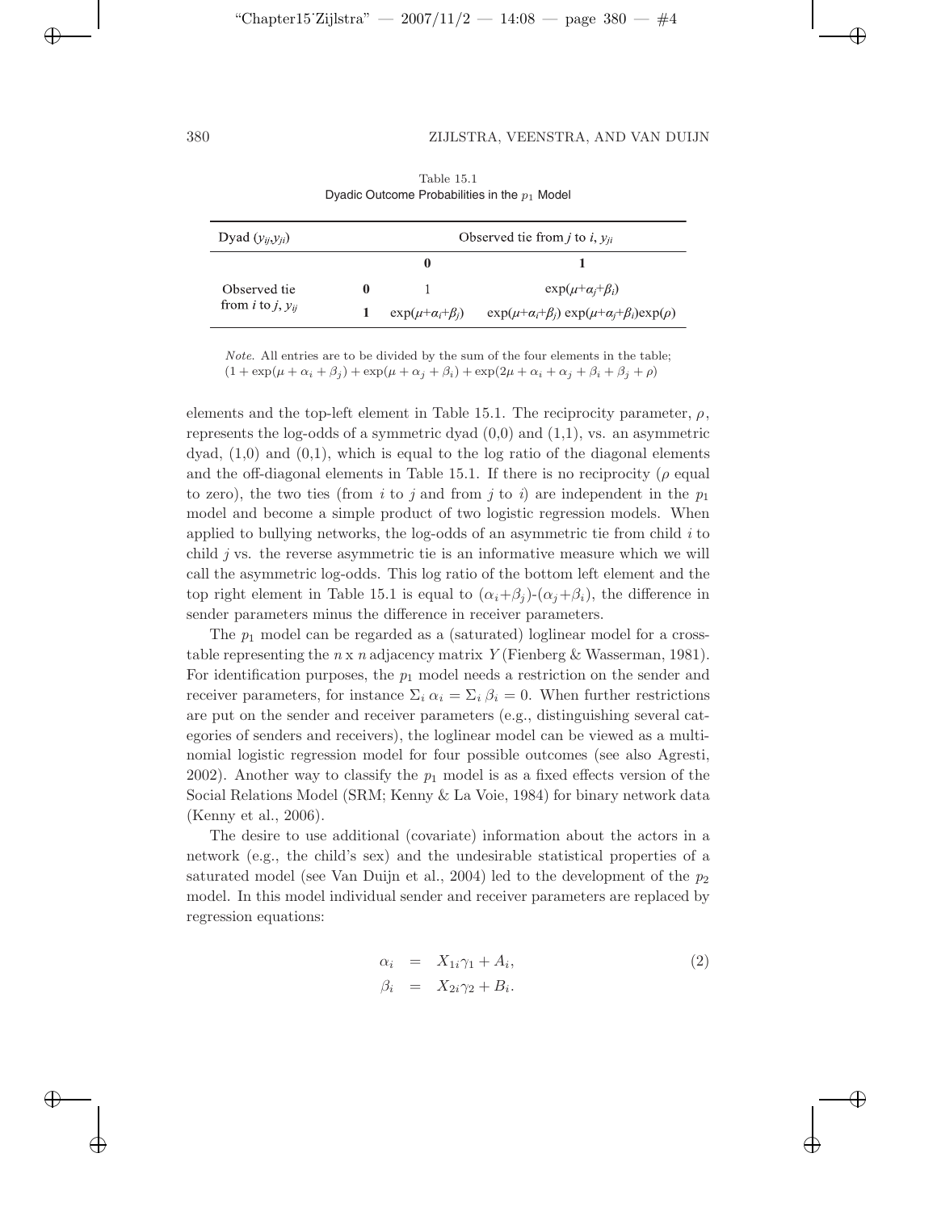Table 15.1
Dyadic Outcome Probabilities in the $p_1$ Model

| Dyad ($y_{ij}$,$y_{ji}$) | | Observed tie from $j$ to $i$, $y_{ji}$ | |
|---|---|---|---|
| | | **0** | **1** |
| Observed tie from $i$ to $j$, $y_{ij}$ | **0** | 1 | $\exp(\mu+\alpha_j+\beta_i)$ |
| | **1** | $\exp(\mu+\alpha_i+\beta_j)$ | $\exp(\mu+\alpha_i+\beta_j)\exp(\mu+\alpha_j+\beta_i)\exp(\rho)$ |

*Note.* All entries are to be divided by the sum of the four elements in the table; $(1 + \exp(\mu + \alpha_i + \beta_j) + \exp(\mu + \alpha_j + \beta_i) + \exp(2\mu + \alpha_i + \alpha_j + \beta_i + \beta_j + \rho)$

elements and the top-left element in Table 15.1. The reciprocity parameter, $\rho$, represents the log-odds of a symmetric dyad (0,0) and (1,1), vs. an asymmetric dyad, (1,0) and (0,1), which is equal to the log ratio of the diagonal elements and the off-diagonal elements in Table 15.1. If there is no reciprocity ($\rho$ equal to zero), the two ties (from $i$ to $j$ and from $j$ to $i$) are independent in the $p_1$ model and become a simple product of two logistic regression models. When applied to bullying networks, the log-odds of an asymmetric tie from child $i$ to child $j$ vs. the reverse asymmetric tie is an informative measure which we will call the asymmetric log-odds. This log ratio of the bottom left element and the top right element in Table 15.1 is equal to $(\alpha_i+\beta_j)$-$(\alpha_j+\beta_i)$, the difference in sender parameters minus the difference in receiver parameters.

The $p_1$ model can be regarded as a (saturated) loglinear model for a cross-table representing the $n$ x $n$ adjacency matrix $Y$ (Fienberg & Wasserman, 1981). For identification purposes, the $p_1$ model needs a restriction on the sender and receiver parameters, for instance $\Sigma_i \, \alpha_i = \Sigma_i \, \beta_i = 0$. When further restrictions are put on the sender and receiver parameters (e.g., distinguishing several categories of senders and receivers), the loglinear model can be viewed as a multinomial logistic regression model for four possible outcomes (see also Agresti, 2002). Another way to classify the $p_1$ model is as a fixed effects version of the Social Relations Model (SRM; Kenny & La Voie, 1984) for binary network data (Kenny et al., 2006).

The desire to use additional (covariate) information about the actors in a network (e.g., the child's sex) and the undesirable statistical properties of a saturated model (see Van Duijn et al., 2004) led to the development of the $p_2$ model. In this model individual sender and receiver parameters are replaced by regression equations:

$$
\begin{aligned}
\alpha_i &= X_{1i}\gamma_1 + A_i, \\
\beta_i &= X_{2i}\gamma_2 + B_i.
\end{aligned}
\tag{2}
$$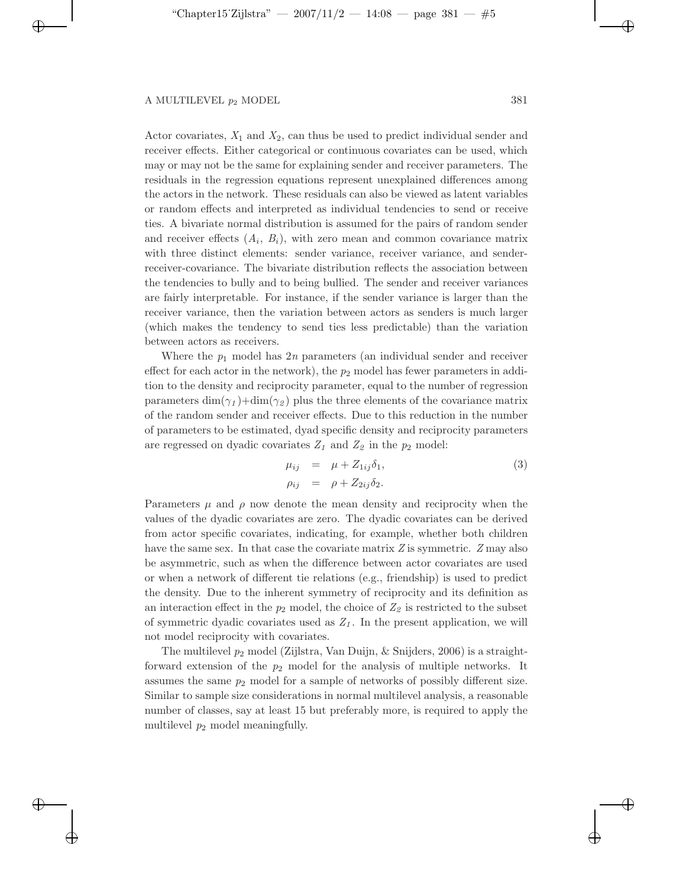Actor covariates, $X_1$ and $X_2$, can thus be used to predict individual sender and receiver effects. Either categorical or continuous covariates can be used, which may or may not be the same for explaining sender and receiver parameters. The residuals in the regression equations represent unexplained differences among the actors in the network. These residuals can also be viewed as latent variables or random effects and interpreted as individual tendencies to send or receive ties. A bivariate normal distribution is assumed for the pairs of random sender and receiver effects ($A_i$, $B_i$), with zero mean and common covariance matrix with three distinct elements: sender variance, receiver variance, and sender-receiver-covariance. The bivariate distribution reflects the association between the tendencies to bully and to being bullied. The sender and receiver variances are fairly interpretable. For instance, if the sender variance is larger than the receiver variance, then the variation between actors as senders is much larger (which makes the tendency to send ties less predictable) than the variation between actors as receivers.

Where the $p_1$ model has $2n$ parameters (an individual sender and receiver effect for each actor in the network), the $p_2$ model has fewer parameters in addition to the density and reciprocity parameter, equal to the number of regression parameters $\dim(\gamma_1)+\dim(\gamma_2)$ plus the three elements of the covariance matrix of the random sender and receiver effects. Due to this reduction in the number of parameters to be estimated, dyad specific density and reciprocity parameters are regressed on dyadic covariates $Z_1$ and $Z_2$ in the $p_2$ model:

$$
\begin{aligned}
\mu_{ij} &= \mu + Z_{1ij}\delta_1, \\
\rho_{ij} &= \rho + Z_{2ij}\delta_2.
\end{aligned}
\tag{3}
$$

Parameters $\mu$ and $\rho$ now denote the mean density and reciprocity when the values of the dyadic covariates are zero. The dyadic covariates can be derived from actor specific covariates, indicating, for example, whether both children have the same sex. In that case the covariate matrix $Z$ is symmetric. $Z$ may also be asymmetric, such as when the difference between actor covariates are used or when a network of different tie relations (e.g., friendship) is used to predict the density. Due to the inherent symmetry of reciprocity and its definition as an interaction effect in the $p_2$ model, the choice of $Z_2$ is restricted to the subset of symmetric dyadic covariates used as $Z_1$. In the present application, we will not model reciprocity with covariates.

The multilevel $p_2$ model (Zijlstra, Van Duijn, & Snijders, 2006) is a straightforward extension of the $p_2$ model for the analysis of multiple networks. It assumes the same $p_2$ model for a sample of networks of possibly different size. Similar to sample size considerations in normal multilevel analysis, a reasonable number of classes, say at least 15 but preferably more, is required to apply the multilevel $p_2$ model meaningfully.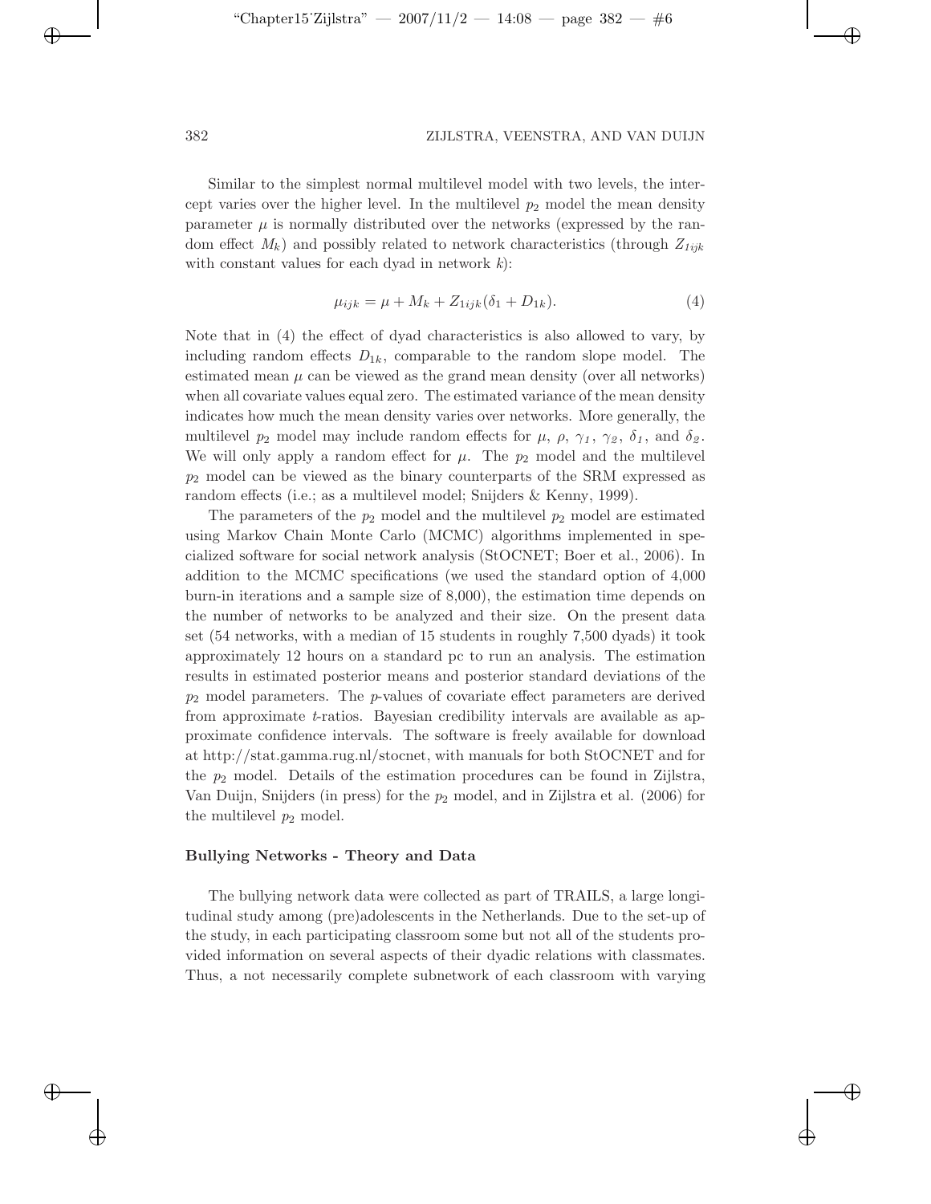Similar to the simplest normal multilevel model with two levels, the intercept varies over the higher level. In the multilevel $p_2$ model the mean density parameter $\mu$ is normally distributed over the networks (expressed by the random effect $M_k$) and possibly related to network characteristics (through $Z_{1ijk}$ with constant values for each dyad in network $k$):

$$\mu_{ijk} = \mu + M_k + Z_{1ijk}(\delta_1 + D_{1k}). \tag{4}$$

Note that in (4) the effect of dyad characteristics is also allowed to vary, by including random effects $D_{1k}$, comparable to the random slope model. The estimated mean $\mu$ can be viewed as the grand mean density (over all networks) when all covariate values equal zero. The estimated variance of the mean density indicates how much the mean density varies over networks. More generally, the multilevel $p_2$ model may include random effects for $\mu$, $\rho$, $\gamma_1$, $\gamma_2$, $\delta_1$, and $\delta_2$. We will only apply a random effect for $\mu$. The $p_2$ model and the multilevel $p_2$ model can be viewed as the binary counterparts of the SRM expressed as random effects (i.e.; as a multilevel model; Snijders & Kenny, 1999).

The parameters of the $p_2$ model and the multilevel $p_2$ model are estimated using Markov Chain Monte Carlo (MCMC) algorithms implemented in specialized software for social network analysis (StOCNET; Boer et al., 2006). In addition to the MCMC specifications (we used the standard option of 4,000 burn-in iterations and a sample size of 8,000), the estimation time depends on the number of networks to be analyzed and their size. On the present data set (54 networks, with a median of 15 students in roughly 7,500 dyads) it took approximately 12 hours on a standard pc to run an analysis. The estimation results in estimated posterior means and posterior standard deviations of the $p_2$ model parameters. The $p$-values of covariate effect parameters are derived from approximate $t$-ratios. Bayesian credibility intervals are available as approximate confidence intervals. The software is freely available for download at http://stat.gamma.rug.nl/stocnet, with manuals for both StOCNET and for the $p_2$ model. Details of the estimation procedures can be found in Zijlstra, Van Duijn, Snijders (in press) for the $p_2$ model, and in Zijlstra et al. (2006) for the multilevel $p_2$ model.

**Bullying Networks - Theory and Data**

The bullying network data were collected as part of TRAILS, a large longitudinal study among (pre)adolescents in the Netherlands. Due to the set-up of the study, in each participating classroom some but not all of the students provided information on several aspects of their dyadic relations with classmates. Thus, a not necessarily complete subnetwork of each classroom with varying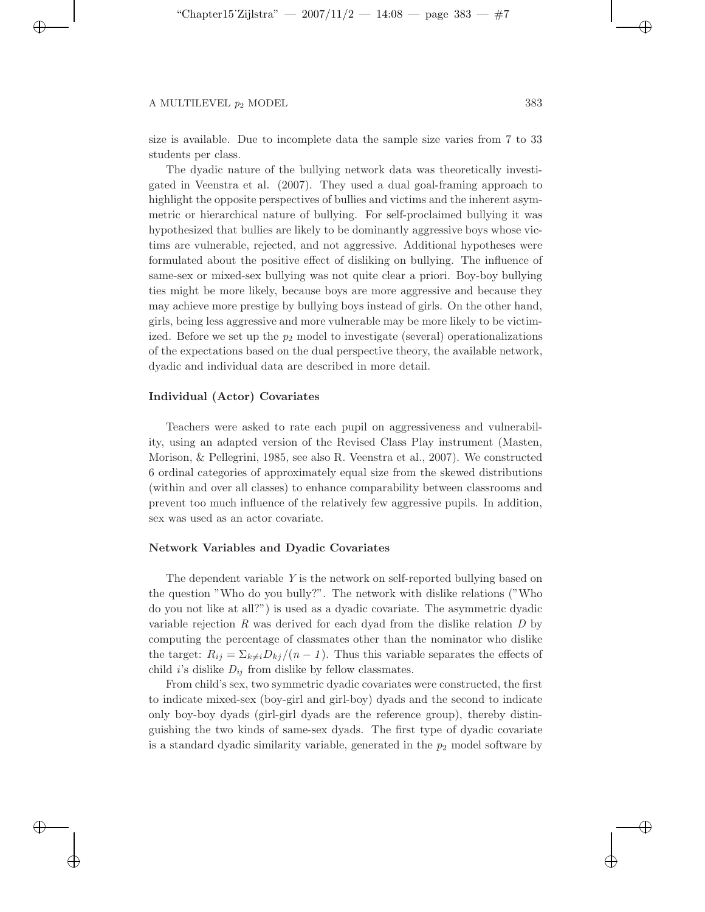size is available. Due to incomplete data the sample size varies from 7 to 33 students per class.

The dyadic nature of the bullying network data was theoretically investigated in Veenstra et al. (2007). They used a dual goal-framing approach to highlight the opposite perspectives of bullies and victims and the inherent asymmetric or hierarchical nature of bullying. For self-proclaimed bullying it was hypothesized that bullies are likely to be dominantly aggressive boys whose victims are vulnerable, rejected, and not aggressive. Additional hypotheses were formulated about the positive effect of disliking on bullying. The influence of same-sex or mixed-sex bullying was not quite clear a priori. Boy-boy bullying ties might be more likely, because boys are more aggressive and because they may achieve more prestige by bullying boys instead of girls. On the other hand, girls, being less aggressive and more vulnerable may be more likely to be victimized. Before we set up the $p_2$ model to investigate (several) operationalizations of the expectations based on the dual perspective theory, the available network, dyadic and individual data are described in more detail.

### Individual (Actor) Covariates

Teachers were asked to rate each pupil on aggressiveness and vulnerability, using an adapted version of the Revised Class Play instrument (Masten, Morison, & Pellegrini, 1985, see also R. Veenstra et al., 2007). We constructed 6 ordinal categories of approximately equal size from the skewed distributions (within and over all classes) to enhance comparability between classrooms and prevent too much influence of the relatively few aggressive pupils. In addition, sex was used as an actor covariate.

### Network Variables and Dyadic Covariates

The dependent variable $Y$ is the network on self-reported bullying based on the question "Who do you bully?". The network with dislike relations ("Who do you not like at all?") is used as a dyadic covariate. The asymmetric dyadic variable rejection $R$ was derived for each dyad from the dislike relation $D$ by computing the percentage of classmates other than the nominator who dislike the target: $R_{ij} = \Sigma_{k \neq i} D_{kj}/(n - 1)$. Thus this variable separates the effects of child $i$'s dislike $D_{ij}$ from dislike by fellow classmates.

From child's sex, two symmetric dyadic covariates were constructed, the first to indicate mixed-sex (boy-girl and girl-boy) dyads and the second to indicate only boy-boy dyads (girl-girl dyads are the reference group), thereby distinguishing the two kinds of same-sex dyads. The first type of dyadic covariate is a standard dyadic similarity variable, generated in the $p_2$ model software by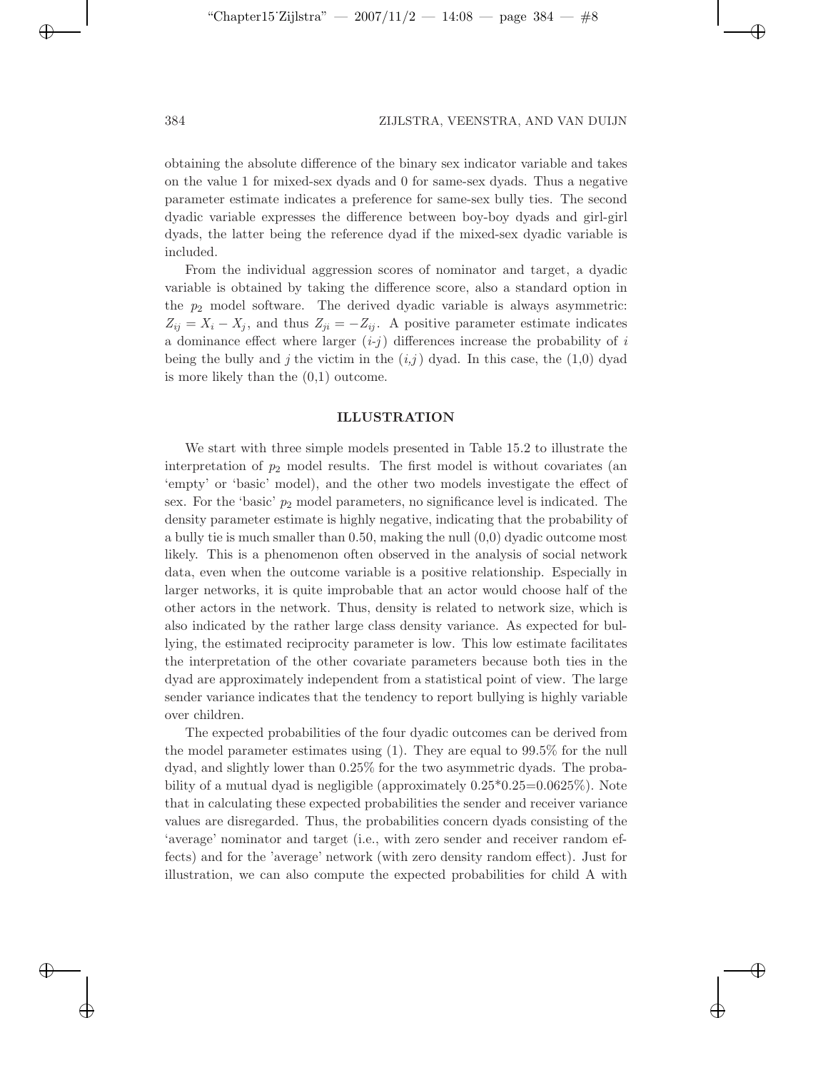obtaining the absolute difference of the binary sex indicator variable and takes on the value 1 for mixed-sex dyads and 0 for same-sex dyads. Thus a negative parameter estimate indicates a preference for same-sex bully ties. The second dyadic variable expresses the difference between boy-boy dyads and girl-girl dyads, the latter being the reference dyad if the mixed-sex dyadic variable is included.

From the individual aggression scores of nominator and target, a dyadic variable is obtained by taking the difference score, also a standard option in the $p_2$ model software. The derived dyadic variable is always asymmetric: $Z_{ij} = X_i - X_j$, and thus $Z_{ji} = -Z_{ij}$. A positive parameter estimate indicates a dominance effect where larger ($i$-$j$) differences increase the probability of $i$ being the bully and $j$ the victim in the $(i,j)$ dyad. In this case, the (1,0) dyad is more likely than the (0,1) outcome.

## ILLUSTRATION

We start with three simple models presented in Table 15.2 to illustrate the interpretation of $p_2$ model results. The first model is without covariates (an 'empty' or 'basic' model), and the other two models investigate the effect of sex. For the 'basic' $p_2$ model parameters, no significance level is indicated. The density parameter estimate is highly negative, indicating that the probability of a bully tie is much smaller than 0.50, making the null (0,0) dyadic outcome most likely. This is a phenomenon often observed in the analysis of social network data, even when the outcome variable is a positive relationship. Especially in larger networks, it is quite improbable that an actor would choose half of the other actors in the network. Thus, density is related to network size, which is also indicated by the rather large class density variance. As expected for bullying, the estimated reciprocity parameter is low. This low estimate facilitates the interpretation of the other covariate parameters because both ties in the dyad are approximately independent from a statistical point of view. The large sender variance indicates that the tendency to report bullying is highly variable over children.

The expected probabilities of the four dyadic outcomes can be derived from the model parameter estimates using (1). They are equal to 99.5% for the null dyad, and slightly lower than 0.25% for the two asymmetric dyads. The probability of a mutual dyad is negligible (approximately 0.25*0.25=0.0625%). Note that in calculating these expected probabilities the sender and receiver variance values are disregarded. Thus, the probabilities concern dyads consisting of the 'average' nominator and target (i.e., with zero sender and receiver random effects) and for the 'average' network (with zero density random effect). Just for illustration, we can also compute the expected probabilities for child A with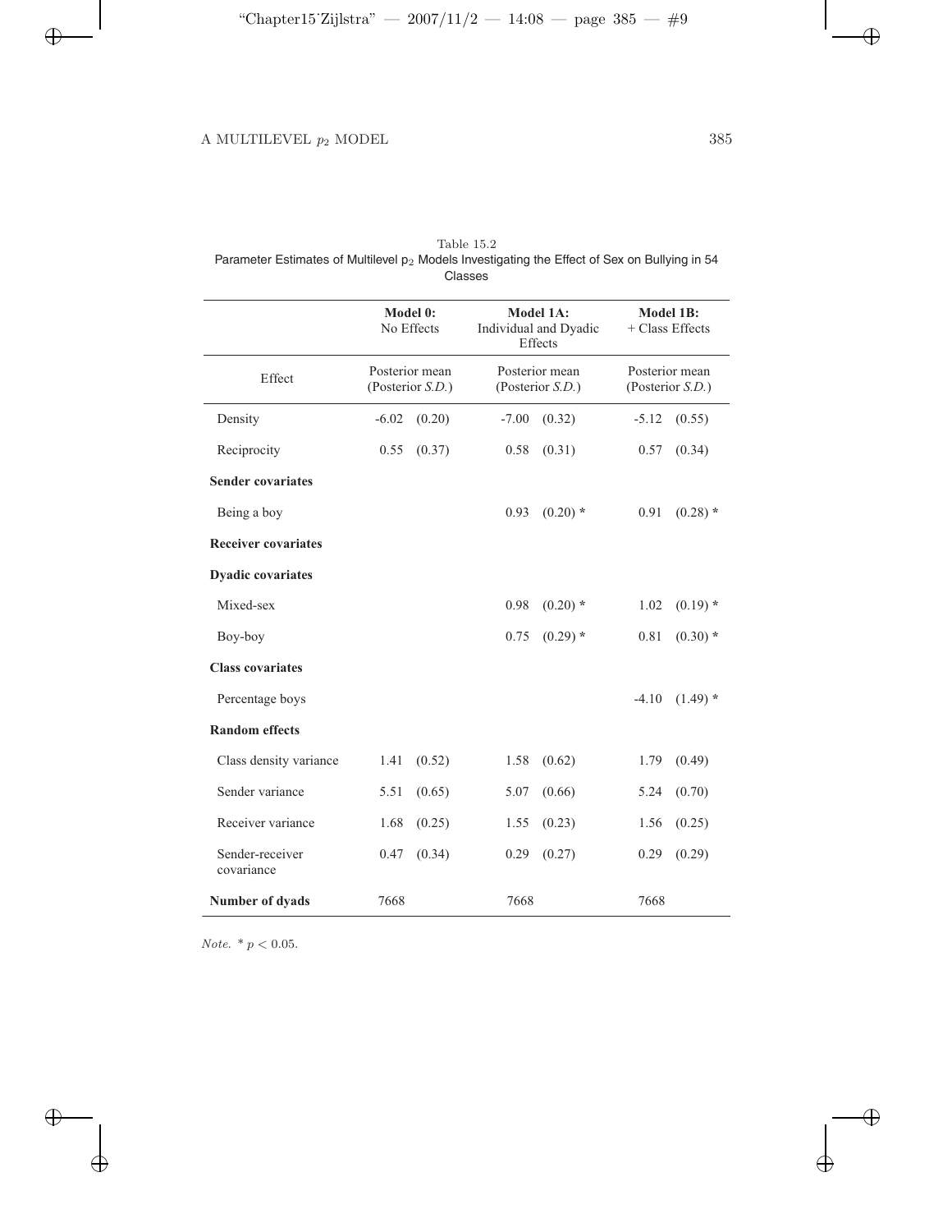Table 15.2
Parameter Estimates of Multilevel $p_2$ Models Investigating the Effect of Sex on Bullying in 54 Classes

| | **Model 0:** No Effects | | **Model 1A:** Individual and Dyadic Effects | | **Model 1B:** + Class Effects | |
|---|---|---|---|---|---|---|
| Effect | Posterior mean | (Posterior *S.D.*) | Posterior mean | (Posterior *S.D.*) | Posterior mean | (Posterior *S.D.*) |
| Density | -6.02 | (0.20) | -7.00 | (0.32) | -5.12 | (0.55) |
| Reciprocity | 0.55 | (0.37) | 0.58 | (0.31) | 0.57 | (0.34) |
| **Sender covariates** | | | | | | |
| Being a boy | | | 0.93 | (0.20) * | 0.91 | (0.28) * |
| **Receiver covariates** | | | | | | |
| **Dyadic covariates** | | | | | | |
| Mixed-sex | | | 0.98 | (0.20) * | 1.02 | (0.19) * |
| Boy-boy | | | 0.75 | (0.29) * | 0.81 | (0.30) * |
| **Class covariates** | | | | | | |
| Percentage boys | | | | | -4.10 | (1.49) * |
| **Random effects** | | | | | | |
| Class density variance | 1.41 | (0.52) | 1.58 | (0.62) | 1.79 | (0.49) |
| Sender variance | 5.51 | (0.65) | 5.07 | (0.66) | 5.24 | (0.70) |
| Receiver variance | 1.68 | (0.25) | 1.55 | (0.23) | 1.56 | (0.25) |
| Sender-receiver covariance | 0.47 | (0.34) | 0.29 | (0.27) | 0.29 | (0.29) |
| **Number of dyads** | 7668 | | 7668 | | 7668 | |

*Note.* * $p < 0.05$.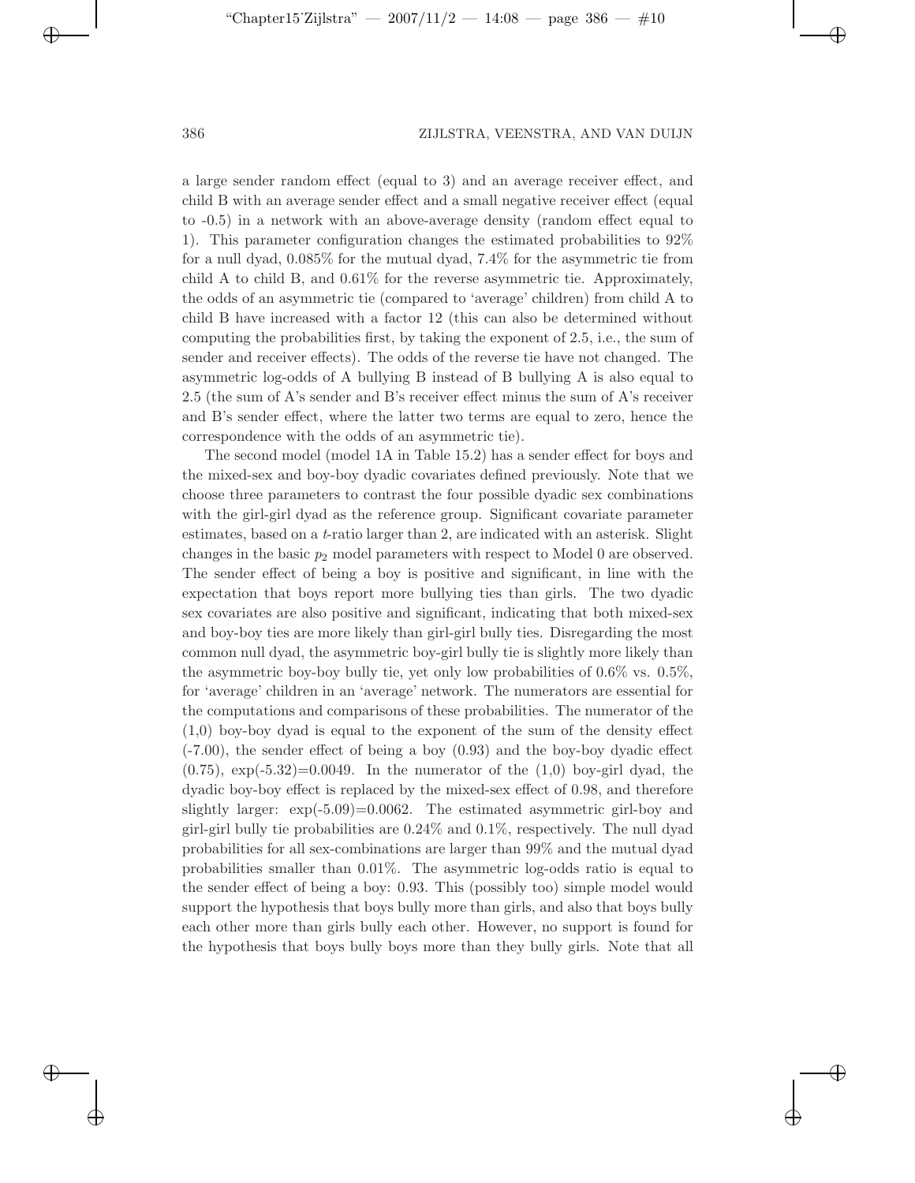a large sender random effect (equal to 3) and an average receiver effect, and child B with an average sender effect and a small negative receiver effect (equal to -0.5) in a network with an above-average density (random effect equal to 1). This parameter configuration changes the estimated probabilities to 92% for a null dyad, 0.085% for the mutual dyad, 7.4% for the asymmetric tie from child A to child B, and 0.61% for the reverse asymmetric tie. Approximately, the odds of an asymmetric tie (compared to 'average' children) from child A to child B have increased with a factor 12 (this can also be determined without computing the probabilities first, by taking the exponent of 2.5, i.e., the sum of sender and receiver effects). The odds of the reverse tie have not changed. The asymmetric log-odds of A bullying B instead of B bullying A is also equal to 2.5 (the sum of A's sender and B's receiver effect minus the sum of A's receiver and B's sender effect, where the latter two terms are equal to zero, hence the correspondence with the odds of an asymmetric tie).

The second model (model 1A in Table 15.2) has a sender effect for boys and the mixed-sex and boy-boy dyadic covariates defined previously. Note that we choose three parameters to contrast the four possible dyadic sex combinations with the girl-girl dyad as the reference group. Significant covariate parameter estimates, based on a $t$-ratio larger than 2, are indicated with an asterisk. Slight changes in the basic $p_2$ model parameters with respect to Model 0 are observed. The sender effect of being a boy is positive and significant, in line with the expectation that boys report more bullying ties than girls. The two dyadic sex covariates are also positive and significant, indicating that both mixed-sex and boy-boy ties are more likely than girl-girl bully ties. Disregarding the most common null dyad, the asymmetric boy-girl bully tie is slightly more likely than the asymmetric boy-boy bully tie, yet only low probabilities of 0.6% vs. 0.5%, for 'average' children in an 'average' network. The numerators are essential for the computations and comparisons of these probabilities. The numerator of the (1,0) boy-boy dyad is equal to the exponent of the sum of the density effect (-7.00), the sender effect of being a boy (0.93) and the boy-boy dyadic effect (0.75), $\exp(-5.32)=0.0049$. In the numerator of the (1,0) boy-girl dyad, the dyadic boy-boy effect is replaced by the mixed-sex effect of 0.98, and therefore slightly larger: $\exp(-5.09)=0.0062$. The estimated asymmetric girl-boy and girl-girl bully tie probabilities are 0.24% and 0.1%, respectively. The null dyad probabilities for all sex-combinations are larger than 99% and the mutual dyad probabilities smaller than 0.01%. The asymmetric log-odds ratio is equal to the sender effect of being a boy: 0.93. This (possibly too) simple model would support the hypothesis that boys bully more than girls, and also that boys bully each other more than girls bully each other. However, no support is found for the hypothesis that boys bully boys more than they bully girls. Note that all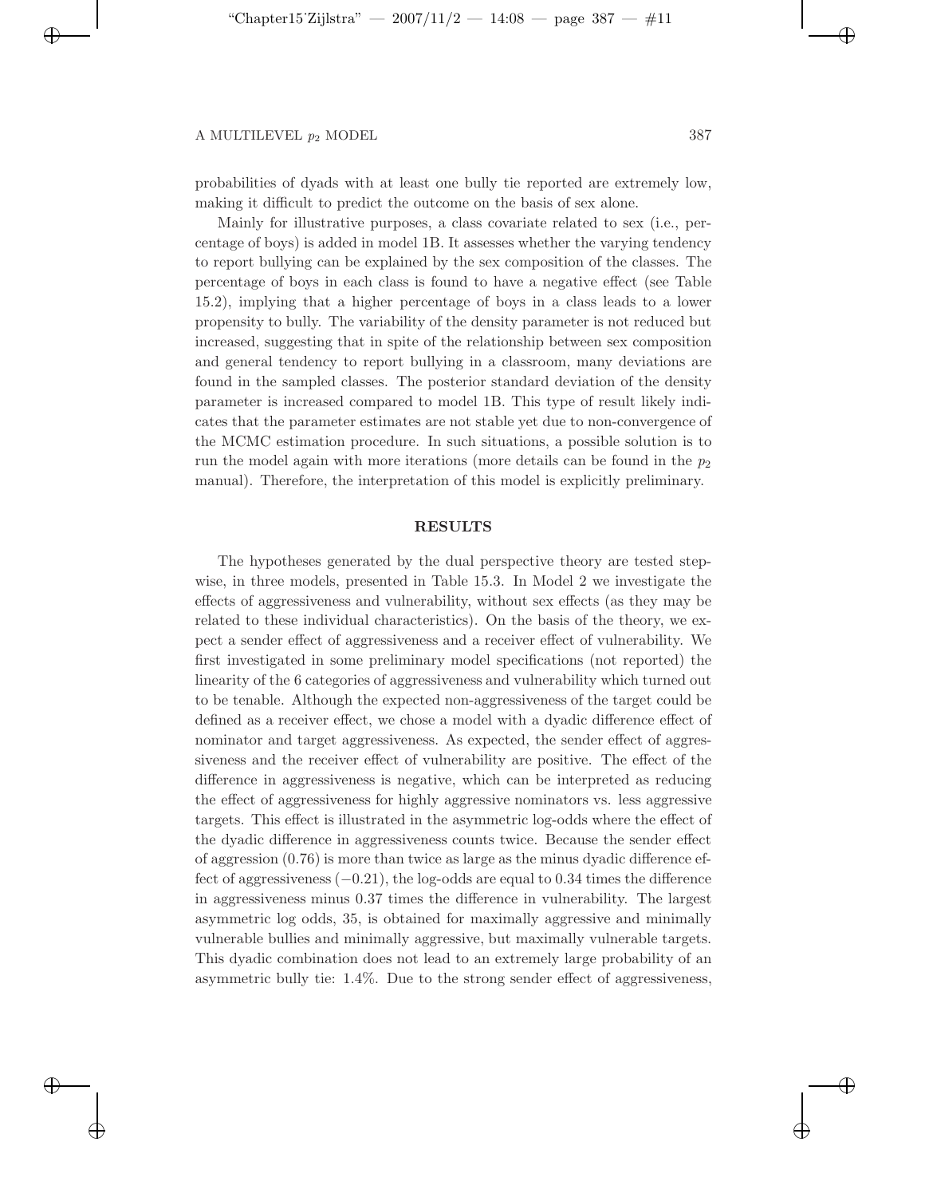probabilities of dyads with at least one bully tie reported are extremely low, making it difficult to predict the outcome on the basis of sex alone.

Mainly for illustrative purposes, a class covariate related to sex (i.e., percentage of boys) is added in model 1B. It assesses whether the varying tendency to report bullying can be explained by the sex composition of the classes. The percentage of boys in each class is found to have a negative effect (see Table 15.2), implying that a higher percentage of boys in a class leads to a lower propensity to bully. The variability of the density parameter is not reduced but increased, suggesting that in spite of the relationship between sex composition and general tendency to report bullying in a classroom, many deviations are found in the sampled classes. The posterior standard deviation of the density parameter is increased compared to model 1B. This type of result likely indicates that the parameter estimates are not stable yet due to non-convergence of the MCMC estimation procedure. In such situations, a possible solution is to run the model again with more iterations (more details can be found in the $p_2$ manual). Therefore, the interpretation of this model is explicitly preliminary.

## RESULTS

The hypotheses generated by the dual perspective theory are tested stepwise, in three models, presented in Table 15.3. In Model 2 we investigate the effects of aggressiveness and vulnerability, without sex effects (as they may be related to these individual characteristics). On the basis of the theory, we expect a sender effect of aggressiveness and a receiver effect of vulnerability. We first investigated in some preliminary model specifications (not reported) the linearity of the 6 categories of aggressiveness and vulnerability which turned out to be tenable. Although the expected non-aggressiveness of the target could be defined as a receiver effect, we chose a model with a dyadic difference effect of nominator and target aggressiveness. As expected, the sender effect of aggressiveness and the receiver effect of vulnerability are positive. The effect of the difference in aggressiveness is negative, which can be interpreted as reducing the effect of aggressiveness for highly aggressive nominators vs. less aggressive targets. This effect is illustrated in the asymmetric log-odds where the effect of the dyadic difference in aggressiveness counts twice. Because the sender effect of aggression (0.76) is more than twice as large as the minus dyadic difference effect of aggressiveness ($-0.21$), the log-odds are equal to 0.34 times the difference in aggressiveness minus 0.37 times the difference in vulnerability. The largest asymmetric log odds, 35, is obtained for maximally aggressive and minimally vulnerable bullies and minimally aggressive, but maximally vulnerable targets. This dyadic combination does not lead to an extremely large probability of an asymmetric bully tie: 1.4%. Due to the strong sender effect of aggressiveness,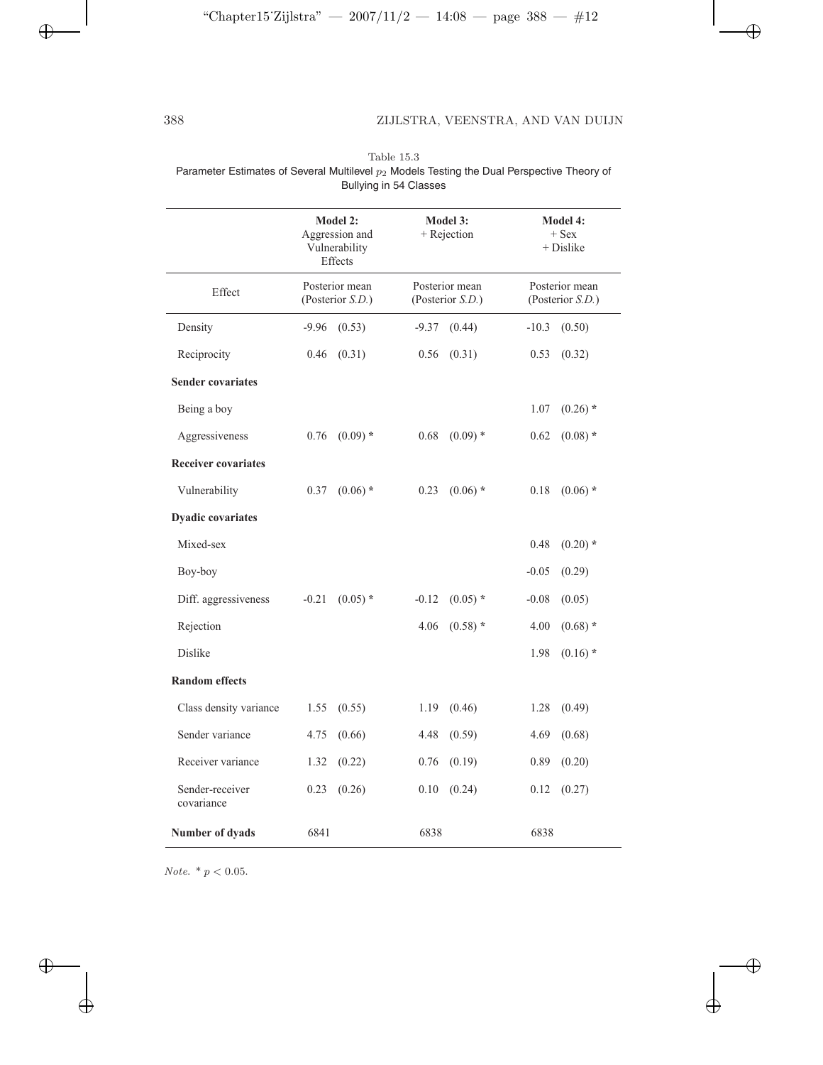Table 15.3
Parameter Estimates of Several Multilevel $p_2$ Models Testing the Dual Perspective Theory of Bullying in 54 Classes

| | Model 2: Aggression and Vulnerability Effects | Model 3: + Rejection | Model 4: + Sex + Dislike |
|---|---|---|---|
| Effect | Posterior mean (Posterior *S.D.*) | Posterior mean (Posterior *S.D.*) | Posterior mean (Posterior *S.D.*) |
| Density | -9.96 (0.53) | -9.37 (0.44) | -10.3 (0.50) |
| Reciprocity | 0.46 (0.31) | 0.56 (0.31) | 0.53 (0.32) |
| **Sender covariates** | | | |
| Being a boy | | | 1.07 (0.26) * |
| Aggressiveness | 0.76 (0.09) * | 0.68 (0.09) * | 0.62 (0.08) * |
| **Receiver covariates** | | | |
| Vulnerability | 0.37 (0.06) * | 0.23 (0.06) * | 0.18 (0.06) * |
| **Dyadic covariates** | | | |
| Mixed-sex | | | 0.48 (0.20) * |
| Boy-boy | | | -0.05 (0.29) |
| Diff. aggressiveness | -0.21 (0.05) * | -0.12 (0.05) * | -0.08 (0.05) |
| Rejection | | 4.06 (0.58) * | 4.00 (0.68) * |
| Dislike | | | 1.98 (0.16) * |
| **Random effects** | | | |
| Class density variance | 1.55 (0.55) | 1.19 (0.46) | 1.28 (0.49) |
| Sender variance | 4.75 (0.66) | 4.48 (0.59) | 4.69 (0.68) |
| Receiver variance | 1.32 (0.22) | 0.76 (0.19) | 0.89 (0.20) |
| Sender-receiver covariance | 0.23 (0.26) | 0.10 (0.24) | 0.12 (0.27) |
| **Number of dyads** | 6841 | 6838 | 6838 |

*Note.* * $p < 0.05$.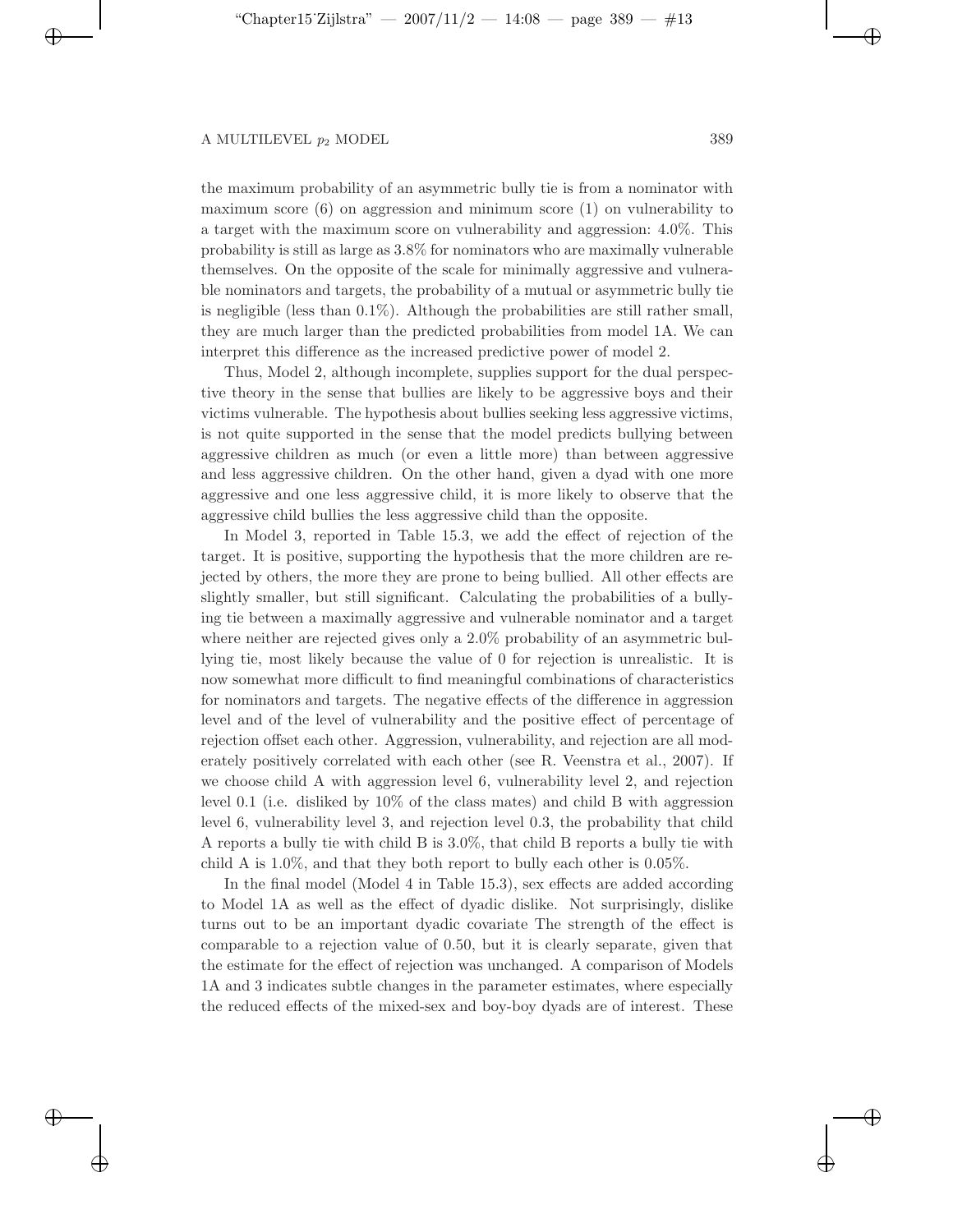the maximum probability of an asymmetric bully tie is from a nominator with maximum score (6) on aggression and minimum score (1) on vulnerability to a target with the maximum score on vulnerability and aggression: 4.0%. This probability is still as large as 3.8% for nominators who are maximally vulnerable themselves. On the opposite of the scale for minimally aggressive and vulnerable nominators and targets, the probability of a mutual or asymmetric bully tie is negligible (less than 0.1%). Although the probabilities are still rather small, they are much larger than the predicted probabilities from model 1A. We can interpret this difference as the increased predictive power of model 2.

Thus, Model 2, although incomplete, supplies support for the dual perspective theory in the sense that bullies are likely to be aggressive boys and their victims vulnerable. The hypothesis about bullies seeking less aggressive victims, is not quite supported in the sense that the model predicts bullying between aggressive children as much (or even a little more) than between aggressive and less aggressive children. On the other hand, given a dyad with one more aggressive and one less aggressive child, it is more likely to observe that the aggressive child bullies the less aggressive child than the opposite.

In Model 3, reported in Table 15.3, we add the effect of rejection of the target. It is positive, supporting the hypothesis that the more children are rejected by others, the more they are prone to being bullied. All other effects are slightly smaller, but still significant. Calculating the probabilities of a bullying tie between a maximally aggressive and vulnerable nominator and a target where neither are rejected gives only a 2.0% probability of an asymmetric bullying tie, most likely because the value of 0 for rejection is unrealistic. It is now somewhat more difficult to find meaningful combinations of characteristics for nominators and targets. The negative effects of the difference in aggression level and of the level of vulnerability and the positive effect of percentage of rejection offset each other. Aggression, vulnerability, and rejection are all moderately positively correlated with each other (see R. Veenstra et al., 2007). If we choose child A with aggression level 6, vulnerability level 2, and rejection level 0.1 (i.e. disliked by 10% of the class mates) and child B with aggression level 6, vulnerability level 3, and rejection level 0.3, the probability that child A reports a bully tie with child B is 3.0%, that child B reports a bully tie with child A is 1.0%, and that they both report to bully each other is 0.05%.

In the final model (Model 4 in Table 15.3), sex effects are added according to Model 1A as well as the effect of dyadic dislike. Not surprisingly, dislike turns out to be an important dyadic covariate The strength of the effect is comparable to a rejection value of 0.50, but it is clearly separate, given that the estimate for the effect of rejection was unchanged. A comparison of Models 1A and 3 indicates subtle changes in the parameter estimates, where especially the reduced effects of the mixed-sex and boy-boy dyads are of interest. These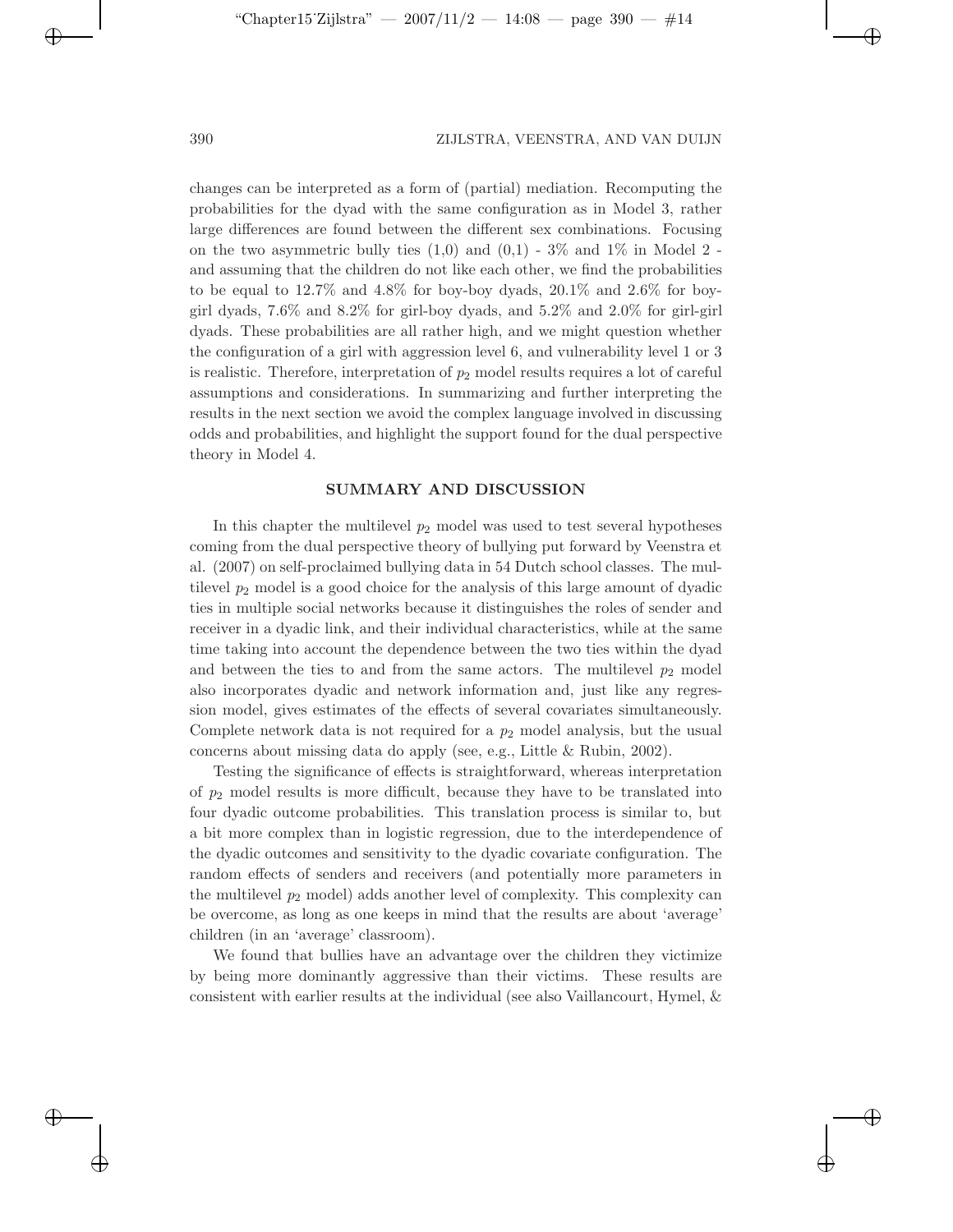changes can be interpreted as a form of (partial) mediation. Recomputing the probabilities for the dyad with the same configuration as in Model 3, rather large differences are found between the different sex combinations. Focusing on the two asymmetric bully ties (1,0) and (0,1) - 3% and 1% in Model 2 - and assuming that the children do not like each other, we find the probabilities to be equal to 12.7% and 4.8% for boy-boy dyads, 20.1% and 2.6% for boy-girl dyads, 7.6% and 8.2% for girl-boy dyads, and 5.2% and 2.0% for girl-girl dyads. These probabilities are all rather high, and we might question whether the configuration of a girl with aggression level 6, and vulnerability level 1 or 3 is realistic. Therefore, interpretation of $p_2$ model results requires a lot of careful assumptions and considerations. In summarizing and further interpreting the results in the next section we avoid the complex language involved in discussing odds and probabilities, and highlight the support found for the dual perspective theory in Model 4.

## SUMMARY AND DISCUSSION

In this chapter the multilevel $p_2$ model was used to test several hypotheses coming from the dual perspective theory of bullying put forward by Veenstra et al. (2007) on self-proclaimed bullying data in 54 Dutch school classes. The multilevel $p_2$ model is a good choice for the analysis of this large amount of dyadic ties in multiple social networks because it distinguishes the roles of sender and receiver in a dyadic link, and their individual characteristics, while at the same time taking into account the dependence between the two ties within the dyad and between the ties to and from the same actors. The multilevel $p_2$ model also incorporates dyadic and network information and, just like any regression model, gives estimates of the effects of several covariates simultaneously. Complete network data is not required for a $p_2$ model analysis, but the usual concerns about missing data do apply (see, e.g., Little & Rubin, 2002).

Testing the significance of effects is straightforward, whereas interpretation of $p_2$ model results is more difficult, because they have to be translated into four dyadic outcome probabilities. This translation process is similar to, but a bit more complex than in logistic regression, due to the interdependence of the dyadic outcomes and sensitivity to the dyadic covariate configuration. The random effects of senders and receivers (and potentially more parameters in the multilevel $p_2$ model) adds another level of complexity. This complexity can be overcome, as long as one keeps in mind that the results are about 'average' children (in an 'average' classroom).

We found that bullies have an advantage over the children they victimize by being more dominantly aggressive than their victims. These results are consistent with earlier results at the individual (see also Vaillancourt, Hymel, &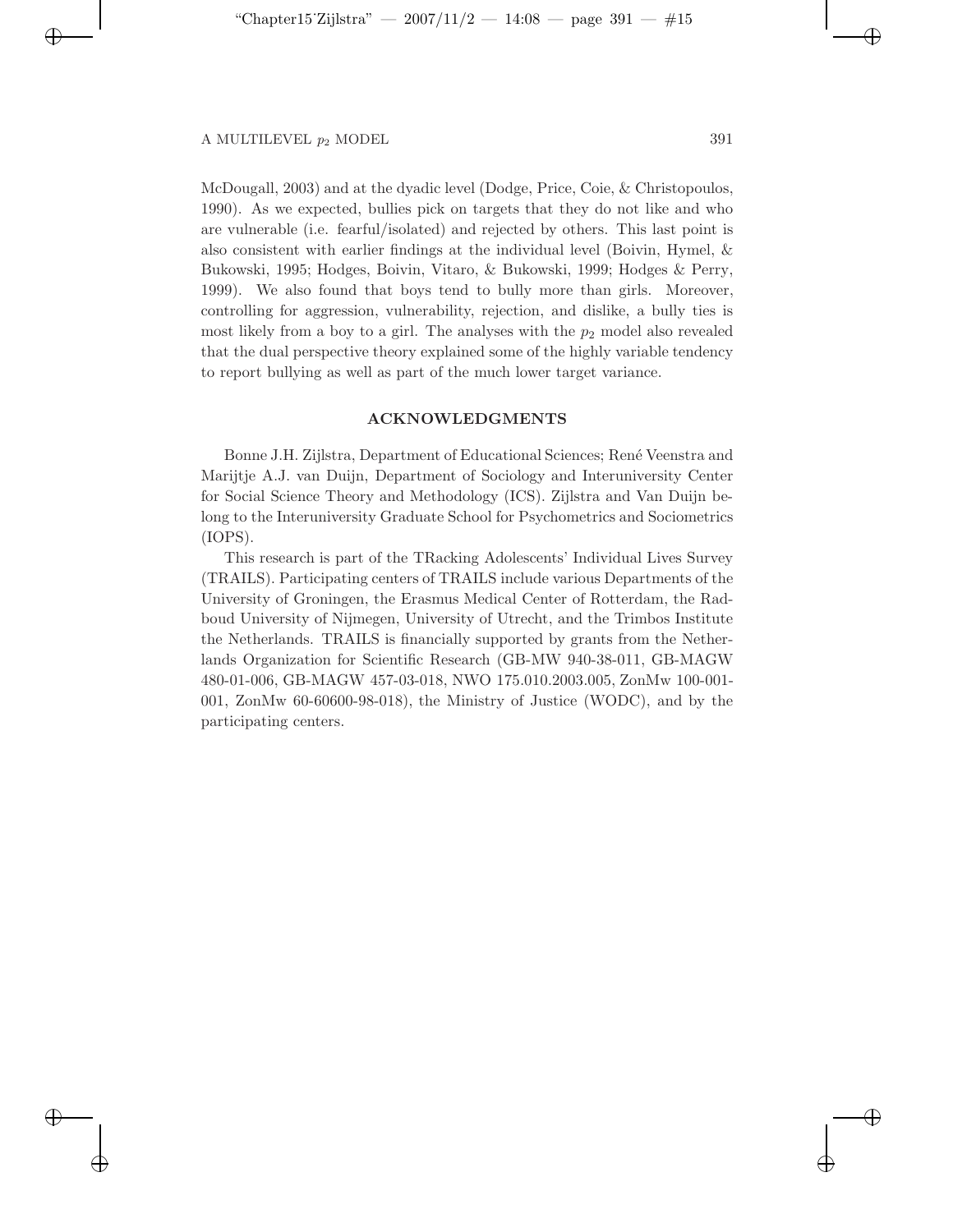McDougall, 2003) and at the dyadic level (Dodge, Price, Coie, & Christopoulos, 1990). As we expected, bullies pick on targets that they do not like and who are vulnerable (i.e. fearful/isolated) and rejected by others. This last point is also consistent with earlier findings at the individual level (Boivin, Hymel, & Bukowski, 1995; Hodges, Boivin, Vitaro, & Bukowski, 1999; Hodges & Perry, 1999). We also found that boys tend to bully more than girls. Moreover, controlling for aggression, vulnerability, rejection, and dislike, a bully ties is most likely from a boy to a girl. The analyses with the $p_2$ model also revealed that the dual perspective theory explained some of the highly variable tendency to report bullying as well as part of the much lower target variance.

## ACKNOWLEDGMENTS

Bonne J.H. Zijlstra, Department of Educational Sciences; René Veenstra and Marijtje A.J. van Duijn, Department of Sociology and Interuniversity Center for Social Science Theory and Methodology (ICS). Zijlstra and Van Duijn belong to the Interuniversity Graduate School for Psychometrics and Sociometrics (IOPS).

This research is part of the TRacking Adolescents' Individual Lives Survey (TRAILS). Participating centers of TRAILS include various Departments of the University of Groningen, the Erasmus Medical Center of Rotterdam, the Radboud University of Nijmegen, University of Utrecht, and the Trimbos Institute the Netherlands. TRAILS is financially supported by grants from the Netherlands Organization for Scientific Research (GB-MW 940-38-011, GB-MAGW 480-01-006, GB-MAGW 457-03-018, NWO 175.010.2003.005, ZonMw 100-001-001, ZonMw 60-60600-98-018), the Ministry of Justice (WODC), and by the participating centers.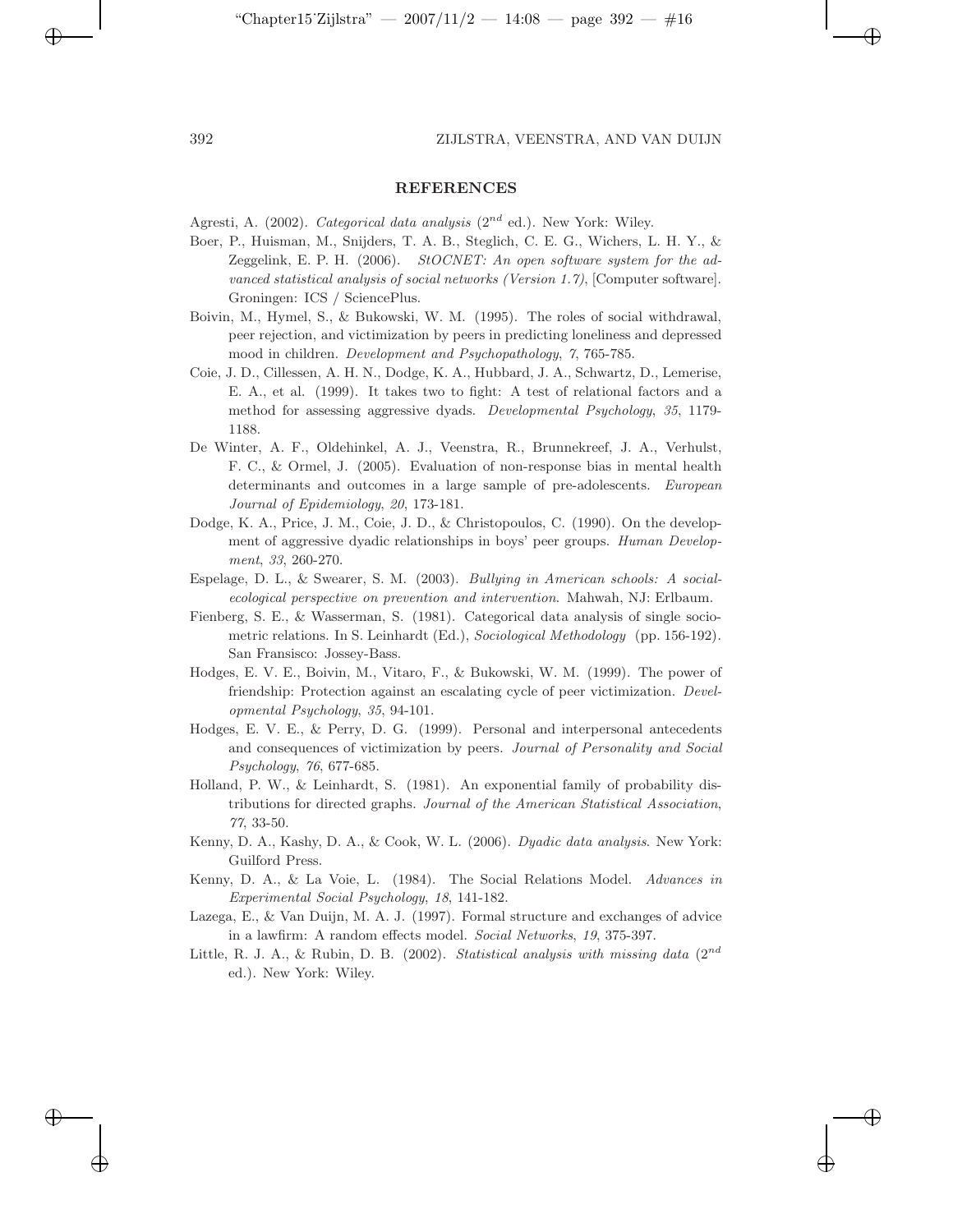## REFERENCES

Agresti, A. (2002). *Categorical data analysis* ($2^{nd}$ ed.). New York: Wiley.

Boer, P., Huisman, M., Snijders, T. A. B., Steglich, C. E. G., Wichers, L. H. Y., & Zeggelink, E. P. H. (2006). *StOCNET: An open software system for the advanced statistical analysis of social networks (Version 1.7)*, [Computer software]. Groningen: ICS / SciencePlus.

Boivin, M., Hymel, S., & Bukowski, W. M. (1995). The roles of social withdrawal, peer rejection, and victimization by peers in predicting loneliness and depressed mood in children. *Development and Psychopathology*, *7*, 765-785.

Coie, J. D., Cillessen, A. H. N., Dodge, K. A., Hubbard, J. A., Schwartz, D., Lemerise, E. A., et al. (1999). It takes two to fight: A test of relational factors and a method for assessing aggressive dyads. *Developmental Psychology*, *35*, 1179-1188.

De Winter, A. F., Oldehinkel, A. J., Veenstra, R., Brunnekreef, J. A., Verhulst, F. C., & Ormel, J. (2005). Evaluation of non-response bias in mental health determinants and outcomes in a large sample of pre-adolescents. *European Journal of Epidemiology*, *20*, 173-181.

Dodge, K. A., Price, J. M., Coie, J. D., & Christopoulos, C. (1990). On the development of aggressive dyadic relationships in boys' peer groups. *Human Development*, *33*, 260-270.

Espelage, D. L., & Swearer, S. M. (2003). *Bullying in American schools: A social-ecological perspective on prevention and intervention*. Mahwah, NJ: Erlbaum.

Fienberg, S. E., & Wasserman, S. (1981). Categorical data analysis of single sociometric relations. In S. Leinhardt (Ed.), *Sociological Methodology* (pp. 156-192). San Fransisco: Jossey-Bass.

Hodges, E. V. E., Boivin, M., Vitaro, F., & Bukowski, W. M. (1999). The power of friendship: Protection against an escalating cycle of peer victimization. *Developmental Psychology*, *35*, 94-101.

Hodges, E. V. E., & Perry, D. G. (1999). Personal and interpersonal antecedents and consequences of victimization by peers. *Journal of Personality and Social Psychology*, *76*, 677-685.

Holland, P. W., & Leinhardt, S. (1981). An exponential family of probability distributions for directed graphs. *Journal of the American Statistical Association*, *77*, 33-50.

Kenny, D. A., Kashy, D. A., & Cook, W. L. (2006). *Dyadic data analysis*. New York: Guilford Press.

Kenny, D. A., & La Voie, L. (1984). The Social Relations Model. *Advances in Experimental Social Psychology*, *18*, 141-182.

Lazega, E., & Van Duijn, M. A. J. (1997). Formal structure and exchanges of advice in a lawfirm: A random effects model. *Social Networks*, *19*, 375-397.

Little, R. J. A., & Rubin, D. B. (2002). *Statistical analysis with missing data* ($2^{nd}$ ed.). New York: Wiley.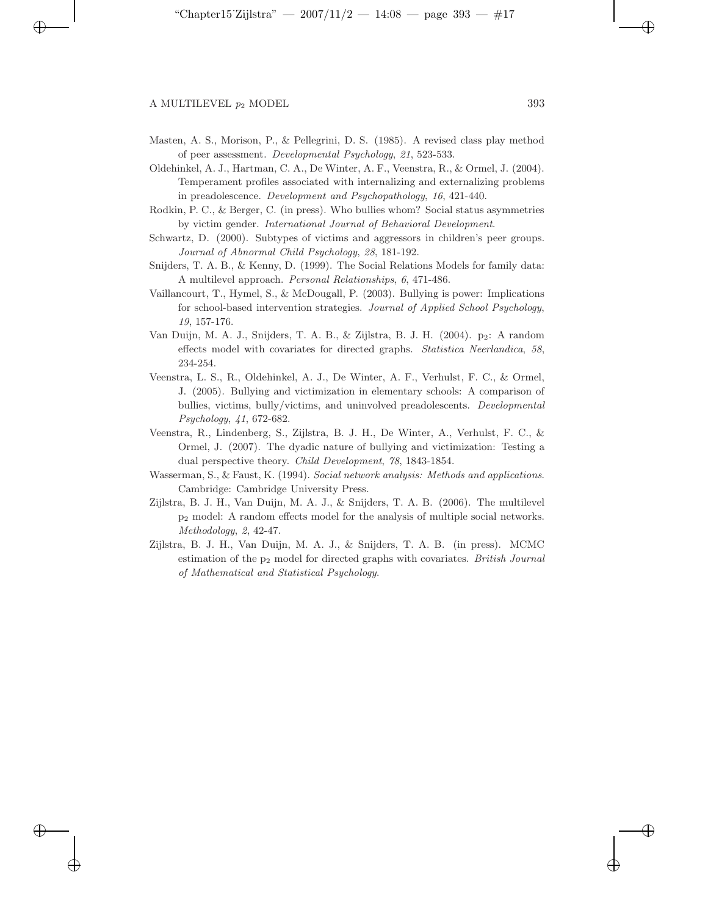Masten, A. S., Morison, P., & Pellegrini, D. S. (1985). A revised class play method of peer assessment. *Developmental Psychology*, *21*, 523-533.

Oldehinkel, A. J., Hartman, C. A., De Winter, A. F., Veenstra, R., & Ormel, J. (2004). Temperament profiles associated with internalizing and externalizing problems in preadolescence. *Development and Psychopathology*, *16*, 421-440.

Rodkin, P. C., & Berger, C. (in press). Who bullies whom? Social status asymmetries by victim gender. *International Journal of Behavioral Development*.

Schwartz, D. (2000). Subtypes of victims and aggressors in children's peer groups. *Journal of Abnormal Child Psychology*, *28*, 181-192.

Snijders, T. A. B., & Kenny, D. (1999). The Social Relations Models for family data: A multilevel approach. *Personal Relationships*, *6*, 471-486.

Vaillancourt, T., Hymel, S., & McDougall, P. (2003). Bullying is power: Implications for school-based intervention strategies. *Journal of Applied School Psychology*, *19*, 157-176.

Van Duijn, M. A. J., Snijders, T. A. B., & Zijlstra, B. J. H. (2004). $p_2$: A random effects model with covariates for directed graphs. *Statistica Neerlandica*, *58*, 234-254.

Veenstra, L. S., R., Oldehinkel, A. J., De Winter, A. F., Verhulst, F. C., & Ormel, J. (2005). Bullying and victimization in elementary schools: A comparison of bullies, victims, bully/victims, and uninvolved preadolescents. *Developmental Psychology*, *41*, 672-682.

Veenstra, R., Lindenberg, S., Zijlstra, B. J. H., De Winter, A., Verhulst, F. C., & Ormel, J. (2007). The dyadic nature of bullying and victimization: Testing a dual perspective theory. *Child Development*, *78*, 1843-1854.

Wasserman, S., & Faust, K. (1994). *Social network analysis: Methods and applications*. Cambridge: Cambridge University Press.

Zijlstra, B. J. H., Van Duijn, M. A. J., & Snijders, T. A. B. (2006). The multilevel $p_2$ model: A random effects model for the analysis of multiple social networks. *Methodology*, *2*, 42-47.

Zijlstra, B. J. H., Van Duijn, M. A. J., & Snijders, T. A. B. (in press). MCMC estimation of the $p_2$ model for directed graphs with covariates. *British Journal of Mathematical and Statistical Psychology*.